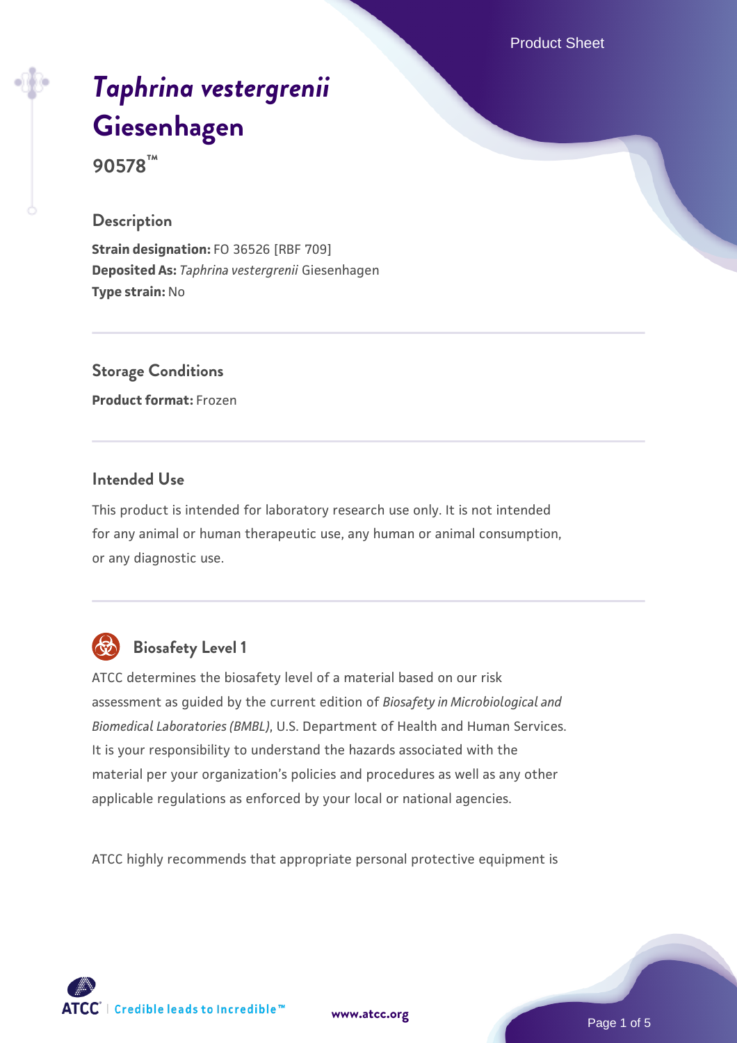# *Taphrina vestergrenii* Giesenhagen

**90578™**

## Description

**Strain designation:** FO 36526 [RBF 709]
**Deposited As:** *Taphrina vestergrenii* Giesenhagen
**Type strain:** No

## Storage Conditions

**Product format:** Frozen

## Intended Use

This product is intended for laboratory research use only. It is not intended for any animal or human therapeutic use, any human or animal consumption, or any diagnostic use.

## Biosafety Level 1

ATCC determines the biosafety level of a material based on our risk assessment as guided by the current edition of *Biosafety in Microbiological and Biomedical Laboratories (BMBL)*, U.S. Department of Health and Human Services. It is your responsibility to understand the hazards associated with the material per your organization's policies and procedures as well as any other applicable regulations as enforced by your local or national agencies.

ATCC highly recommends that appropriate personal protective equipment is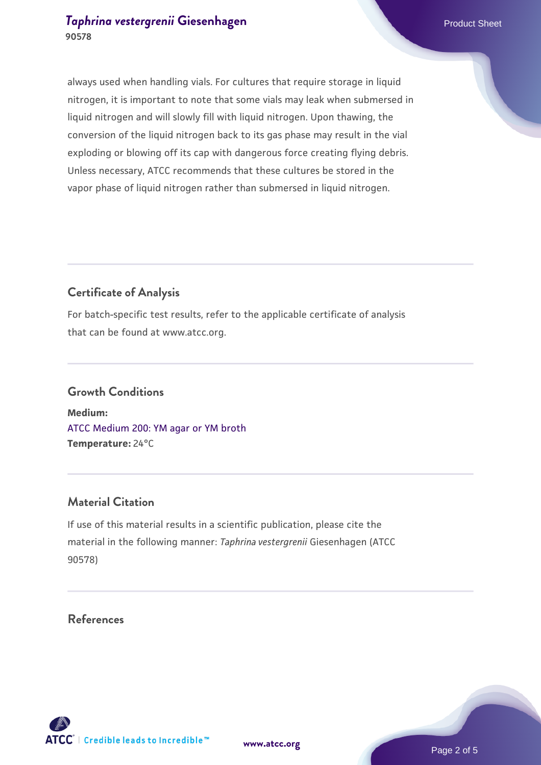always used when handling vials. For cultures that require storage in liquid nitrogen, it is important to note that some vials may leak when submersed in liquid nitrogen and will slowly fill with liquid nitrogen. Upon thawing, the conversion of the liquid nitrogen back to its gas phase may result in the vial exploding or blowing off its cap with dangerous force creating flying debris. Unless necessary, ATCC recommends that these cultures be stored in the vapor phase of liquid nitrogen rather than submersed in liquid nitrogen.

## Certificate of Analysis

For batch-specific test results, refer to the applicable certificate of analysis that can be found at www.atcc.org.

## Growth Conditions

**Medium:**
ATCC Medium 200: YM agar or YM broth
**Temperature:** 24°C

## Material Citation

If use of this material results in a scientific publication, please cite the material in the following manner: *Taphrina vestergrenii* Giesenhagen (ATCC 90578)

## References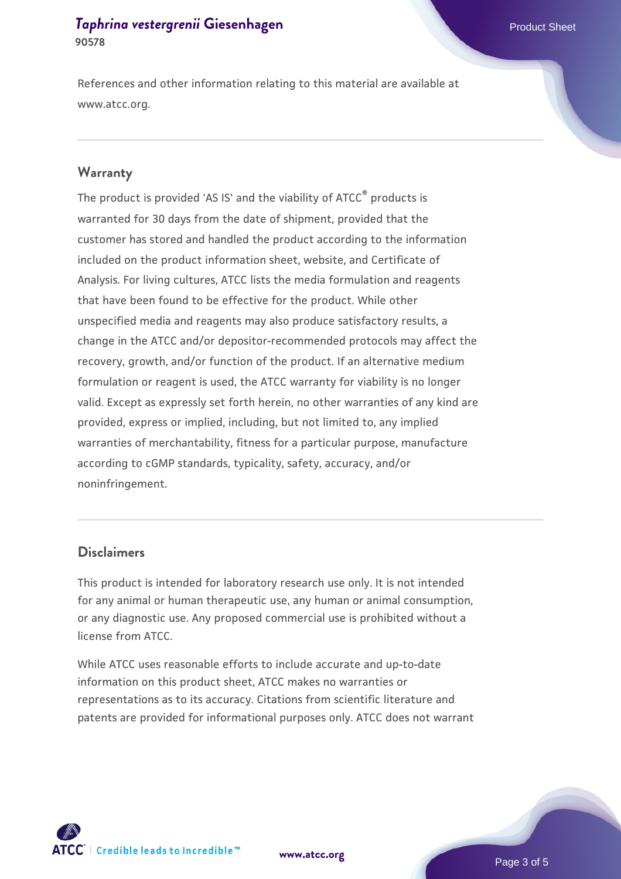References and other information relating to this material are available at www.atcc.org.

## Warranty

The product is provided 'AS IS' and the viability of ATCC® products is warranted for 30 days from the date of shipment, provided that the customer has stored and handled the product according to the information included on the product information sheet, website, and Certificate of Analysis. For living cultures, ATCC lists the media formulation and reagents that have been found to be effective for the product. While other unspecified media and reagents may also produce satisfactory results, a change in the ATCC and/or depositor-recommended protocols may affect the recovery, growth, and/or function of the product. If an alternative medium formulation or reagent is used, the ATCC warranty for viability is no longer valid. Except as expressly set forth herein, no other warranties of any kind are provided, express or implied, including, but not limited to, any implied warranties of merchantability, fitness for a particular purpose, manufacture according to cGMP standards, typicality, safety, accuracy, and/or noninfringement.

## Disclaimers

This product is intended for laboratory research use only. It is not intended for any animal or human therapeutic use, any human or animal consumption, or any diagnostic use. Any proposed commercial use is prohibited without a license from ATCC.

While ATCC uses reasonable efforts to include accurate and up-to-date information on this product sheet, ATCC makes no warranties or representations as to its accuracy. Citations from scientific literature and patents are provided for informational purposes only. ATCC does not warrant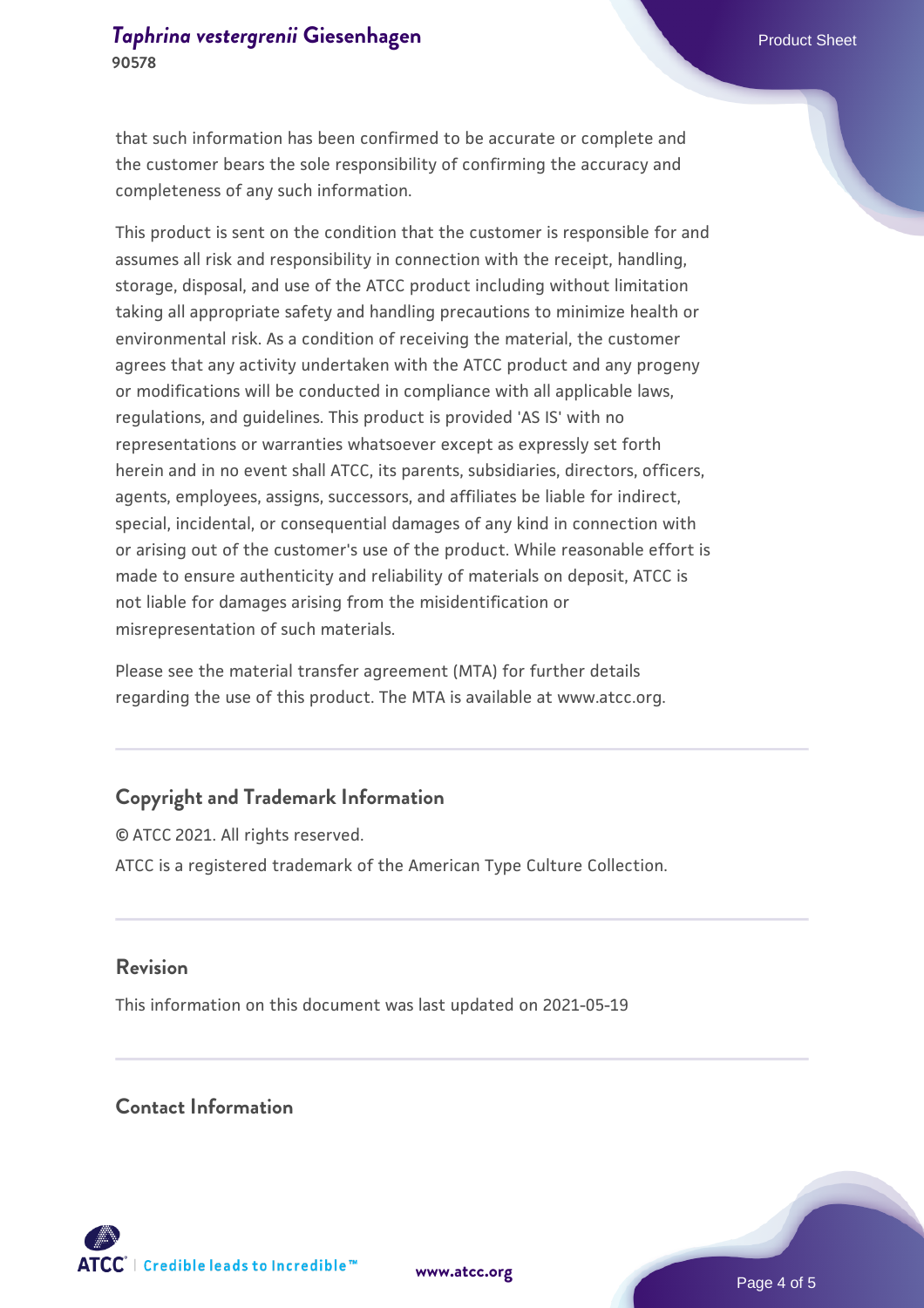that such information has been confirmed to be accurate or complete and the customer bears the sole responsibility of confirming the accuracy and completeness of any such information.

This product is sent on the condition that the customer is responsible for and assumes all risk and responsibility in connection with the receipt, handling, storage, disposal, and use of the ATCC product including without limitation taking all appropriate safety and handling precautions to minimize health or environmental risk. As a condition of receiving the material, the customer agrees that any activity undertaken with the ATCC product and any progeny or modifications will be conducted in compliance with all applicable laws, regulations, and guidelines. This product is provided 'AS IS' with no representations or warranties whatsoever except as expressly set forth herein and in no event shall ATCC, its parents, subsidiaries, directors, officers, agents, employees, assigns, successors, and affiliates be liable for indirect, special, incidental, or consequential damages of any kind in connection with or arising out of the customer's use of the product. While reasonable effort is made to ensure authenticity and reliability of materials on deposit, ATCC is not liable for damages arising from the misidentification or misrepresentation of such materials.

Please see the material transfer agreement (MTA) for further details regarding the use of this product. The MTA is available at www.atcc.org.

## Copyright and Trademark Information

© ATCC 2021. All rights reserved.

ATCC is a registered trademark of the American Type Culture Collection.

## Revision

This information on this document was last updated on 2021-05-19

## Contact Information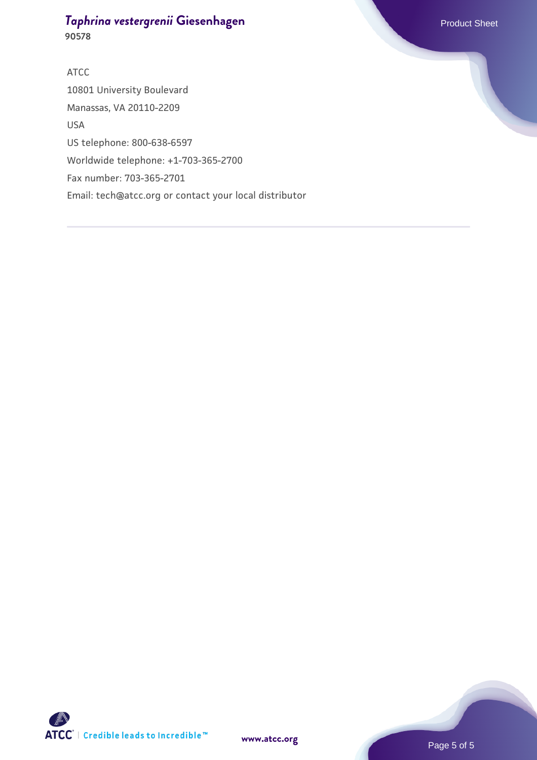ATCC

10801 University Boulevard

Manassas, VA 20110-2209

USA

US telephone: 800-638-6597

Worldwide telephone: +1-703-365-2700

Fax number: 703-365-2701

Email: tech@atcc.org or contact your local distributor